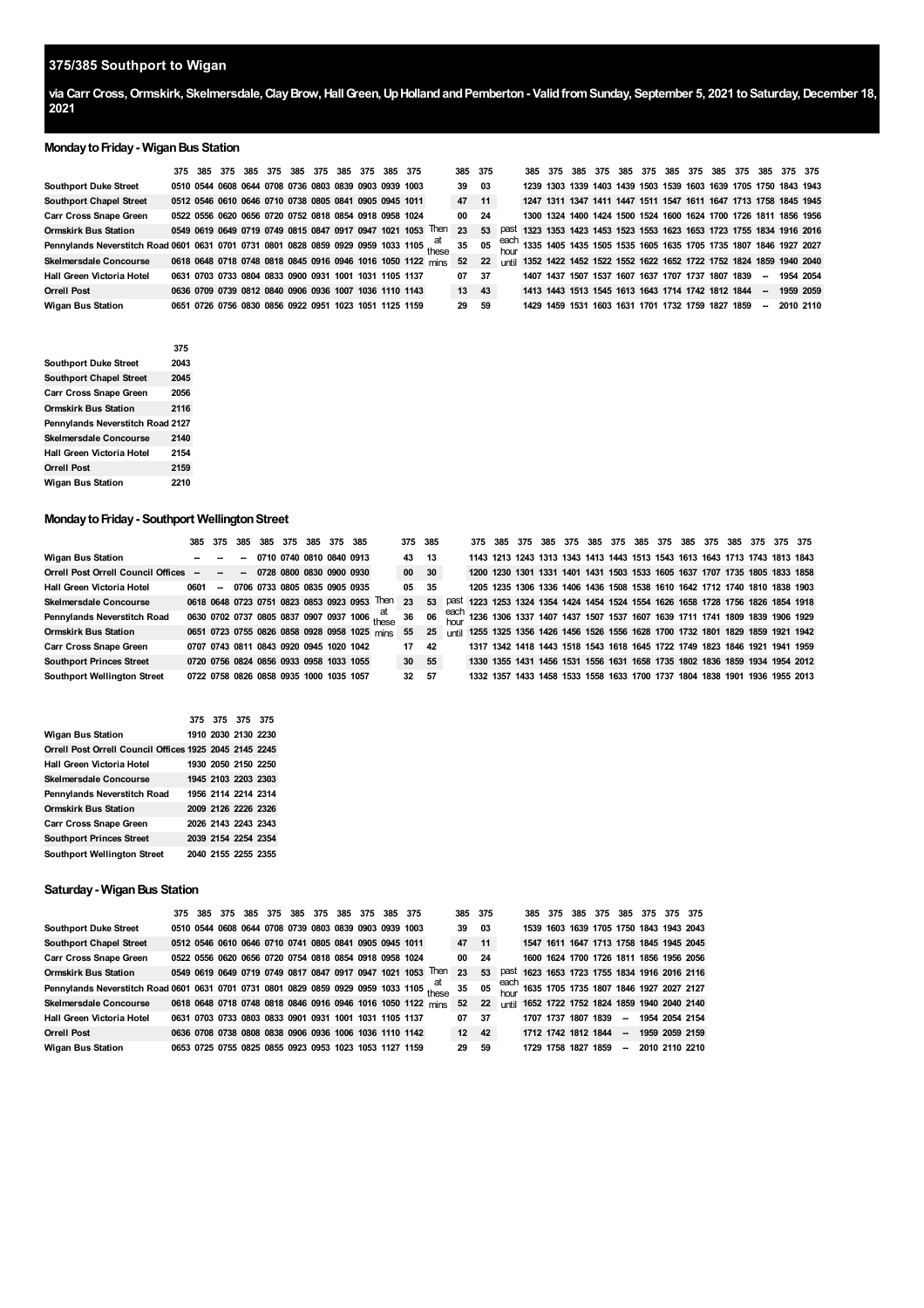# 375/385 Southport to Wigan

**via Carr Cross, Ormskirk, Skelmersdale, Clay Brow, Hall Green, Up Holland and Pemberton - Valid from Sunday, September 5, 2021 to Saturday, December 18, 2021**

## Monday to Friday - Wigan Bus Station

| | 375 | 385 | 375 | 385 | 375 | 385 | 375 | 385 | 375 | 385 | 375 | | 385 | 375 | | 385 | 375 | 385 | 375 | 385 | 375 | 385 | 375 | 385 | 375 | 385 | 375 | 375 |
|---|---|---|---|---|---|---|---|---|---|---|---|---|---|---|---|---|---|---|---|---|---|---|---|---|---|---|---|---|
| Southport Duke Street | 0510 | 0544 | 0608 | 0644 | 0708 | 0736 | 0803 | 0839 | 0903 | 0939 | 1003 | | 39 | 03 | | 1239 | 1303 | 1339 | 1403 | 1439 | 1503 | 1539 | 1603 | 1639 | 1705 | 1750 | 1843 | 1943 |
| Southport Chapel Street | 0512 | 0546 | 0610 | 0646 | 0710 | 0738 | 0805 | 0841 | 0905 | 0941 | 1011 | | 47 | 11 | | 1247 | 1311 | 1347 | 1411 | 1447 | 1511 | 1547 | 1611 | 1647 | 1713 | 1758 | 1845 | 1945 |
| Carr Cross Snape Green | 0522 | 0556 | 0620 | 0656 | 0720 | 0752 | 0818 | 0854 | 0918 | 0958 | 1024 | | 00 | 24 | | 1300 | 1324 | 1400 | 1424 | 1500 | 1524 | 1600 | 1624 | 1700 | 1726 | 1811 | 1856 | 1956 |
| Ormskirk Bus Station | 0549 | 0619 | 0649 | 0719 | 0749 | 0815 | 0847 | 0917 | 0947 | 1021 | 1053 | Then | 23 | 53 | past | 1323 | 1353 | 1423 | 1453 | 1523 | 1553 | 1623 | 1653 | 1723 | 1755 | 1834 | 1916 | 2016 |
| Pennylands Neverstitch Road | 0601 | 0631 | 0701 | 0731 | 0801 | 0828 | 0859 | 0929 | 0959 | 1033 | 1105 | at these | 35 | 05 | each hour | 1335 | 1405 | 1435 | 1505 | 1535 | 1605 | 1635 | 1705 | 1735 | 1807 | 1846 | 1927 | 2027 |
| Skelmersdale Concourse | 0618 | 0648 | 0718 | 0748 | 0818 | 0845 | 0916 | 0946 | 1016 | 1050 | 1122 | mins | 52 | 22 | until | 1352 | 1422 | 1452 | 1522 | 1552 | 1622 | 1652 | 1722 | 1752 | 1824 | 1859 | 1940 | 2040 |
| Hall Green Victoria Hotel | 0631 | 0703 | 0733 | 0804 | 0833 | 0900 | 0931 | 1001 | 1031 | 1105 | 1137 | | 07 | 37 | | 1407 | 1437 | 1507 | 1537 | 1607 | 1637 | 1707 | 1737 | 1807 | 1839 | -- | 1954 | 2054 |
| Orrell Post | 0636 | 0709 | 0739 | 0812 | 0840 | 0906 | 0936 | 1007 | 1036 | 1110 | 1143 | | 13 | 43 | | 1413 | 1443 | 1513 | 1545 | 1613 | 1643 | 1714 | 1742 | 1812 | 1844 | -- | 1959 | 2059 |
| Wigan Bus Station | 0651 | 0726 | 0756 | 0830 | 0856 | 0922 | 0951 | 1023 | 1051 | 1125 | 1159 | | 29 | 59 | | 1429 | 1459 | 1531 | 1603 | 1631 | 1701 | 1732 | 1759 | 1827 | 1859 | -- | 2010 | 2110 |

| | 375 |
|---|---|
| Southport Duke Street | 2043 |
| Southport Chapel Street | 2045 |
| Carr Cross Snape Green | 2056 |
| Ormskirk Bus Station | 2116 |
| Pennylands Neverstitch Road | 2127 |
| Skelmersdale Concourse | 2140 |
| Hall Green Victoria Hotel | 2154 |
| Orrell Post | 2159 |
| Wigan Bus Station | 2210 |

## Monday to Friday - Southport Wellington Street

| | 385 | 375 | 385 | 385 | 375 | 385 | 375 | 385 | | 375 | 385 | | 375 | 385 | 375 | 385 | 375 | 385 | 375 | 385 | 375 | 385 | 375 | 385 | 375 | 375 | 375 |
|---|---|---|---|---|---|---|---|---|---|---|---|---|---|---|---|---|---|---|---|---|---|---|---|---|---|---|---|
| Wigan Bus Station | -- | -- | -- | 0710 | 0740 | 0810 | 0840 | 0913 | | 43 | 13 | | 1143 | 1213 | 1243 | 1313 | 1343 | 1413 | 1443 | 1513 | 1543 | 1613 | 1643 | 1713 | 1743 | 1813 | 1843 |
| Orrell Post Orrell Council Offices | -- | -- | -- | 0728 | 0800 | 0830 | 0900 | 0930 | | 00 | 30 | | 1200 | 1230 | 1301 | 1331 | 1401 | 1431 | 1503 | 1533 | 1605 | 1637 | 1707 | 1735 | 1805 | 1833 | 1858 |
| Hall Green Victoria Hotel | 0601 | -- | 0706 | 0733 | 0805 | 0835 | 0905 | 0935 | | 05 | 35 | | 1205 | 1235 | 1306 | 1336 | 1406 | 1436 | 1508 | 1538 | 1610 | 1642 | 1712 | 1740 | 1810 | 1838 | 1903 |
| Skelmersdale Concourse | 0618 | 0648 | 0723 | 0751 | 0823 | 0853 | 0923 | 0953 | Then | 23 | 53 | past | 1223 | 1253 | 1324 | 1354 | 1424 | 1454 | 1524 | 1554 | 1626 | 1658 | 1728 | 1756 | 1826 | 1854 | 1918 |
| Pennylands Neverstitch Road | 0630 | 0702 | 0737 | 0805 | 0837 | 0907 | 0937 | 1006 | at these | 36 | 06 | each hour | 1236 | 1306 | 1337 | 1407 | 1437 | 1507 | 1537 | 1607 | 1639 | 1711 | 1741 | 1809 | 1839 | 1906 | 1929 |
| Ormskirk Bus Station | 0651 | 0723 | 0755 | 0826 | 0858 | 0928 | 0958 | 1025 | mins | 55 | 25 | until | 1255 | 1325 | 1356 | 1426 | 1456 | 1526 | 1556 | 1628 | 1700 | 1732 | 1801 | 1829 | 1859 | 1921 | 1942 |
| Carr Cross Snape Green | 0707 | 0743 | 0811 | 0843 | 0920 | 0945 | 1020 | 1042 | | 17 | 42 | | 1317 | 1342 | 1418 | 1443 | 1518 | 1543 | 1618 | 1645 | 1722 | 1749 | 1823 | 1846 | 1921 | 1941 | 1959 |
| Southport Princes Street | 0720 | 0756 | 0824 | 0856 | 0933 | 0958 | 1033 | 1055 | | 30 | 55 | | 1330 | 1355 | 1431 | 1456 | 1531 | 1556 | 1631 | 1658 | 1735 | 1802 | 1836 | 1859 | 1934 | 1954 | 2012 |
| Southport Wellington Street | 0722 | 0758 | 0826 | 0858 | 0935 | 1000 | 1035 | 1057 | | 32 | 57 | | 1332 | 1357 | 1433 | 1458 | 1533 | 1558 | 1633 | 1700 | 1737 | 1804 | 1838 | 1901 | 1936 | 1955 | 2013 |

| | 375 | 375 | 375 | 375 |
|---|---|---|---|---|
| Wigan Bus Station | 1910 | 2030 | 2130 | 2230 |
| Orrell Post Orrell Council Offices | 1925 | 2045 | 2145 | 2245 |
| Hall Green Victoria Hotel | 1930 | 2050 | 2150 | 2250 |
| Skelmersdale Concourse | 1945 | 2103 | 2203 | 2303 |
| Pennylands Neverstitch Road | 1956 | 2114 | 2214 | 2314 |
| Ormskirk Bus Station | 2009 | 2126 | 2226 | 2326 |
| Carr Cross Snape Green | 2026 | 2143 | 2243 | 2343 |
| Southport Princes Street | 2039 | 2154 | 2254 | 2354 |
| Southport Wellington Street | 2040 | 2155 | 2255 | 2355 |

## Saturday - Wigan Bus Station

| | 375 | 385 | 375 | 385 | 375 | 385 | 375 | 385 | 375 | 385 | 375 | | 385 | 375 | | 385 | 375 | 385 | 375 | 385 | 375 | 375 | 375 |
|---|---|---|---|---|---|---|---|---|---|---|---|---|---|---|---|---|---|---|---|---|---|---|---|
| Southport Duke Street | 0510 | 0544 | 0608 | 0644 | 0708 | 0739 | 0803 | 0839 | 0903 | 0939 | 1003 | | 39 | 03 | | 1539 | 1603 | 1639 | 1705 | 1750 | 1843 | 1943 | 2043 |
| Southport Chapel Street | 0512 | 0546 | 0610 | 0646 | 0710 | 0741 | 0805 | 0841 | 0905 | 0945 | 1011 | | 47 | 11 | | 1547 | 1611 | 1647 | 1713 | 1758 | 1845 | 1945 | 2045 |
| Carr Cross Snape Green | 0522 | 0556 | 0620 | 0656 | 0720 | 0754 | 0818 | 0854 | 0918 | 0958 | 1024 | | 00 | 24 | | 1600 | 1624 | 1700 | 1726 | 1811 | 1856 | 1956 | 2056 |
| Ormskirk Bus Station | 0549 | 0619 | 0649 | 0719 | 0749 | 0817 | 0847 | 0917 | 0947 | 1021 | 1053 | Then | 23 | 53 | past | 1623 | 1653 | 1723 | 1755 | 1834 | 1916 | 2016 | 2116 |
| Pennylands Neverstitch Road | 0601 | 0631 | 0701 | 0731 | 0801 | 0829 | 0859 | 0929 | 0959 | 1033 | 1105 | at these | 35 | 05 | each hour | 1635 | 1705 | 1735 | 1807 | 1846 | 1927 | 2027 | 2127 |
| Skelmersdale Concourse | 0618 | 0648 | 0718 | 0748 | 0818 | 0846 | 0916 | 0946 | 1016 | 1050 | 1122 | mins | 52 | 22 | until | 1652 | 1722 | 1752 | 1824 | 1859 | 1940 | 2040 | 2140 |
| Hall Green Victoria Hotel | 0631 | 0703 | 0733 | 0803 | 0833 | 0901 | 0931 | 1001 | 1031 | 1105 | 1137 | | 07 | 37 | | 1707 | 1737 | 1807 | 1839 | -- | 1954 | 2054 | 2154 |
| Orrell Post | 0636 | 0708 | 0738 | 0808 | 0838 | 0906 | 0936 | 1006 | 1036 | 1110 | 1142 | | 12 | 42 | | 1712 | 1742 | 1812 | 1844 | -- | 1959 | 2059 | 2159 |
| Wigan Bus Station | 0653 | 0725 | 0755 | 0825 | 0855 | 0923 | 0953 | 1023 | 1053 | 1127 | 1159 | | 29 | 59 | | 1729 | 1758 | 1827 | 1859 | -- | 2010 | 2110 | 2210 |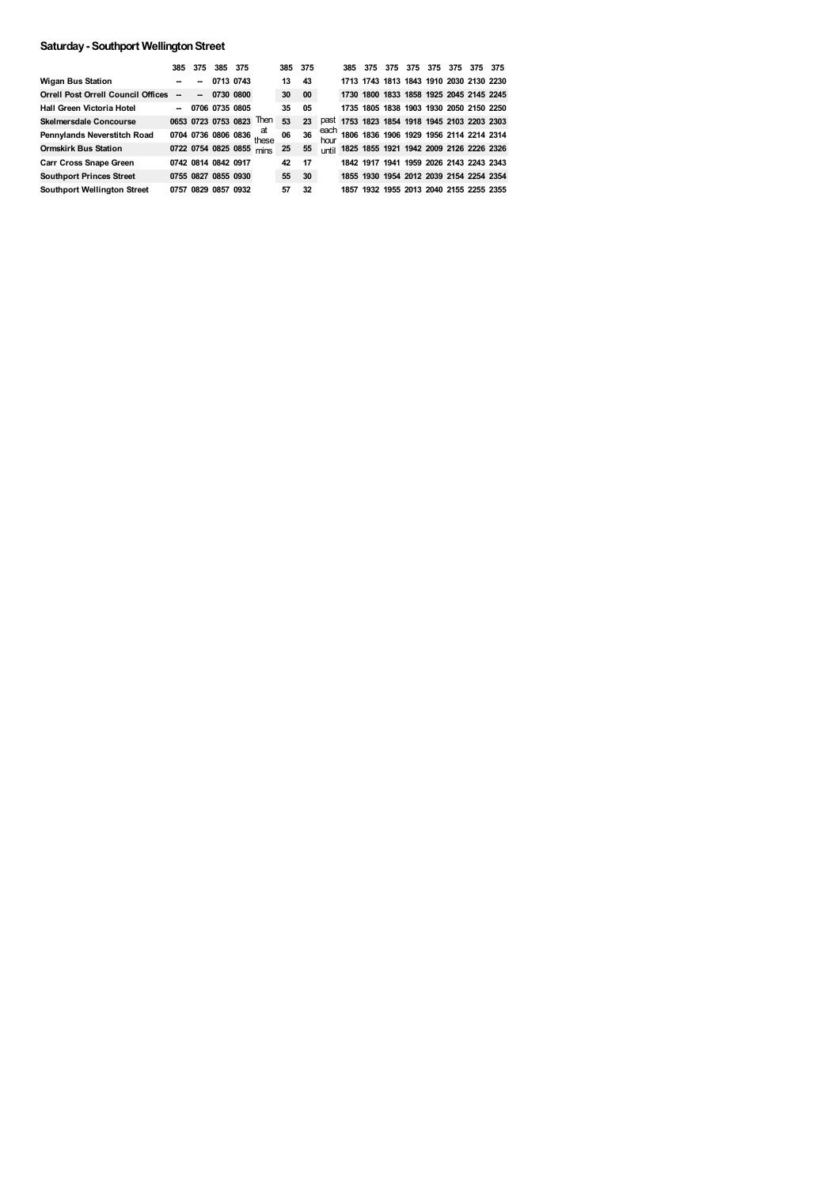## Saturday - Southport Wellington Street

| | 385 | 375 | 385 | 375 | | 385 | 375 | | 385 | 375 | 375 | 375 | 375 | 375 | 375 | 375 |
|---|---|---|---|---|---|---|---|---|---|---|---|---|---|---|---|---|
| **Wigan Bus Station** | -- | -- | 0713 | 0743 | | 13 | 43 | | 1713 | 1743 | 1813 | 1843 | 1910 | 2030 | 2130 | 2230 |
| **Orrell Post Orrell Council Offices** | -- | -- | 0730 | 0800 | | 30 | 00 | | 1730 | 1800 | 1833 | 1858 | 1925 | 2045 | 2145 | 2245 |
| **Hall Green Victoria Hotel** | -- | 0706 | 0735 | 0805 | | 35 | 05 | | 1735 | 1805 | 1838 | 1903 | 1930 | 2050 | 2150 | 2250 |
| **Skelmersdale Concourse** | 0653 | 0723 | 0753 | 0823 | Then | 53 | 23 | past | 1753 | 1823 | 1854 | 1918 | 1945 | 2103 | 2203 | 2303 |
| **Pennylands Neverstitch Road** | 0704 | 0736 | 0806 | 0836 | at these | 06 | 36 | each hour | 1806 | 1836 | 1906 | 1929 | 1956 | 2114 | 2214 | 2314 |
| **Ormskirk Bus Station** | 0722 | 0754 | 0825 | 0855 | mins | 25 | 55 | until | 1825 | 1855 | 1921 | 1942 | 2009 | 2126 | 2226 | 2326 |
| **Carr Cross Snape Green** | 0742 | 0814 | 0842 | 0917 | | 42 | 17 | | 1842 | 1917 | 1941 | 1959 | 2026 | 2143 | 2243 | 2343 |
| **Southport Princes Street** | 0755 | 0827 | 0855 | 0930 | | 55 | 30 | | 1855 | 1930 | 1954 | 2012 | 2039 | 2154 | 2254 | 2354 |
| **Southport Wellington Street** | 0757 | 0829 | 0857 | 0932 | | 57 | 32 | | 1857 | 1932 | 1955 | 2013 | 2040 | 2155 | 2255 | 2355 |